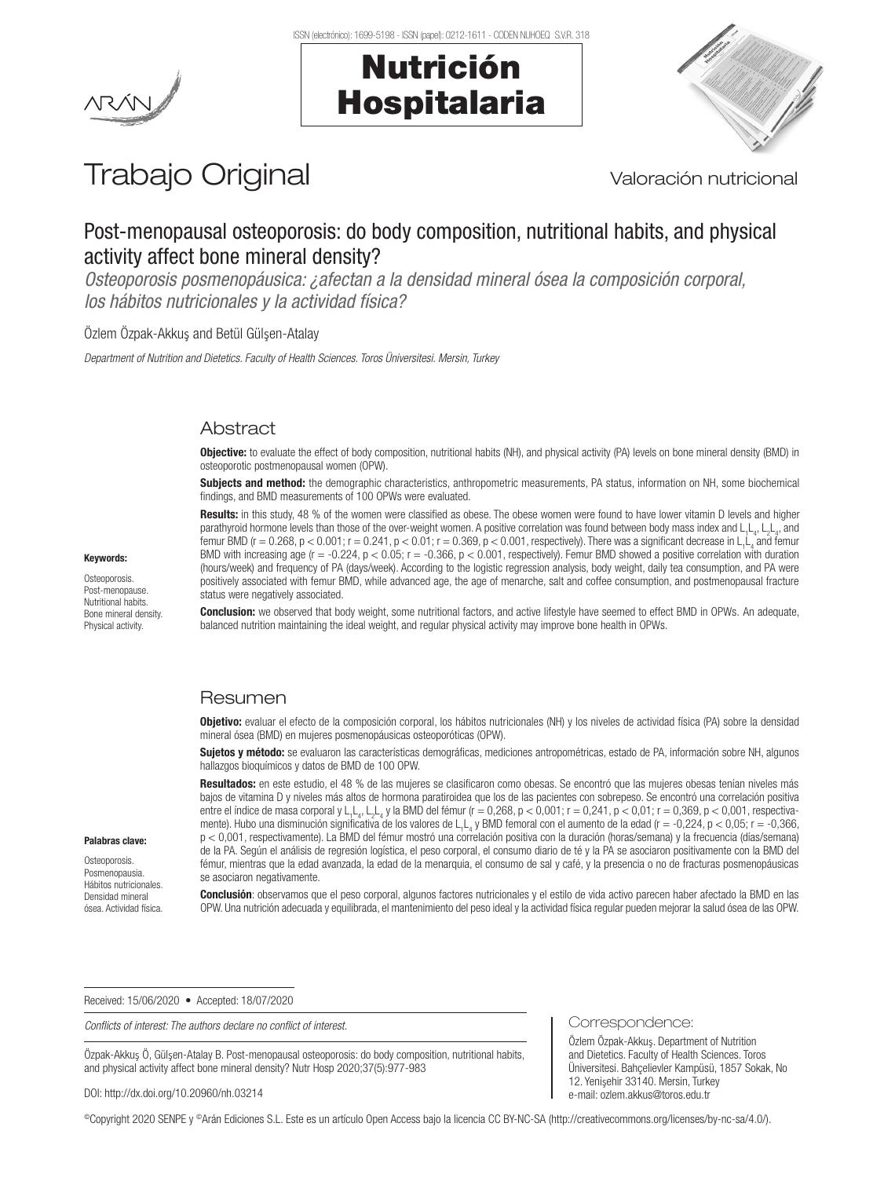# Trabajo Original

Valoración nutricional

## Post-menopausal osteoporosis: do body composition, nutritional habits, and physical activity affect bone mineral density?

*Osteoporosis posmenopáusica: ¿afectan a la densidad mineral ósea la composición corporal, los hábitos nutricionales y la actividad física?*

Özlem Özpak-Akkuş and Betül Gülşen-Atalay

*Department of Nutrition and Dietetics. Faculty of Health Sciences. Toros Üniversitesi. Mersin, Turkey*

## Abstract

**Objective:** to evaluate the effect of body composition, nutritional habits (NH), and physical activity (PA) levels on bone mineral density (BMD) in osteoporotic postmenopausal women (OPW).

**Subjects and method:** the demographic characteristics, anthropometric measurements, PA status, information on NH, some biochemical findings, and BMD measurements of 100 OPWs were evaluated.

**Results:** in this study, 48 % of the women were classified as obese. The obese women were found to have lower vitamin D levels and higher parathyroid hormone levels than those of the over-weight women. A positive correlation was found between body mass index and $L_1L_4$, $L_2L_4$, and femur BMD ($r = 0.268$, $p < 0.001$; $r = 0.241$, $p < 0.01$; $r = 0.369$, $p < 0.001$, respectively). There was a significant decrease in $L_1L_4$ and femur BMD with increasing age ($r = -0.224$, $p < 0.05$; $r = -0.366$, $p < 0.001$, respectively). Femur BMD showed a positive correlation with duration (hours/week) and frequency of PA (days/week). According to the logistic regression analysis, body weight, daily tea consumption, and PA were positively associated with femur BMD, while advanced age, the age of menarche, salt and coffee consumption, and postmenopausal fracture status were negatively associated.

**Conclusion:** we observed that body weight, some nutritional factors, and active lifestyle have seemed to effect BMD in OPWs. An adequate, balanced nutrition maintaining the ideal weight, and regular physical activity may improve bone health in OPWs.

**Keywords:**

Osteoporosis. Post-menopause. Nutritional habits. Bone mineral density. Physical activity.

## Resumen

**Objetivo:** evaluar el efecto de la composición corporal, los hábitos nutricionales (NH) y los niveles de actividad física (PA) sobre la densidad mineral ósea (BMD) en mujeres posmenopáusicas osteoporóticas (OPW).

**Sujetos y método:** se evaluaron las características demográficas, mediciones antropométricas, estado de PA, información sobre NH, algunos hallazgos bioquímicos y datos de BMD de 100 OPW.

**Resultados:** en este estudio, el 48 % de las mujeres se clasificaron como obesas. Se encontró que las mujeres obesas tenían niveles más bajos de vitamina D y niveles más altos de hormona paratiroidea que los de las pacientes con sobrepeso. Se encontró una correlación positiva entre el índice de masa corporal y $L_1L_4$, $L_2L_4$ y la BMD del fémur ($r = 0{,}268$, $p < 0{,}001$; $r = 0{,}241$, $p < 0{,}01$; $r = 0{,}369$, $p < 0{,}001$, respectivamente). Hubo una disminución significativa de los valores de $L_1L_4$ y BMD femoral con el aumento de la edad ($r = -0{,}224$, $p < 0{,}05$; $r = -0{,}366$, $p < 0{,}001$, respectivamente). La BMD del fémur mostró una correlación positiva con la duración (horas/semana) y la frecuencia (días/semana) de la PA. Según el análisis de regresión logística, el peso corporal, el consumo diario de té y la PA se asociaron positivamente con la BMD del fémur, mientras que la edad avanzada, la edad de la menarquia, el consumo de sal y café, y la presencia o no de fracturas posmenopáusicas se asociaron negativamente.

**Conclusión**: observamos que el peso corporal, algunos factores nutricionales y el estilo de vida activo parecen haber afectado la BMD en las OPW. Una nutrición adecuada y equilibrada, el mantenimiento del peso ideal y la actividad física regular pueden mejorar la salud ósea de las OPW.

**Palabras clave:**

Osteoporosis. Posmenopausia. Hábitos nutricionales. Densidad mineral ósea. Actividad física.

---

Received: 15/06/2020 • Accepted: 18/07/2020

*Conflicts of interest: The authors declare no conflict of interest.*

Özpak-Akkuş Ö, Gülşen-Atalay B. Post-menopausal osteoporosis: do body composition, nutritional habits, and physical activity affect bone mineral density? Nutr Hosp 2020;37(5):977-983

DOI: http://dx.doi.org/10.20960/nh.03214

**Correspondence:**

Özlem Özpak-Akkuş. Department of Nutrition and Dietetics. Faculty of Health Sciences. Toros Üniversitesi. Bahçelievler Kampüsü, 1857 Sokak, No 12. Yenişehir 33140. Mersin, Turkey
e-mail: ozlem.akkus@toros.edu.tr

©Copyright 2020 SENPE y ©Arán Ediciones S.L. Este es un artículo Open Access bajo la licencia CC BY-NC-SA (http://creativecommons.org/licenses/by-nc-sa/4.0/).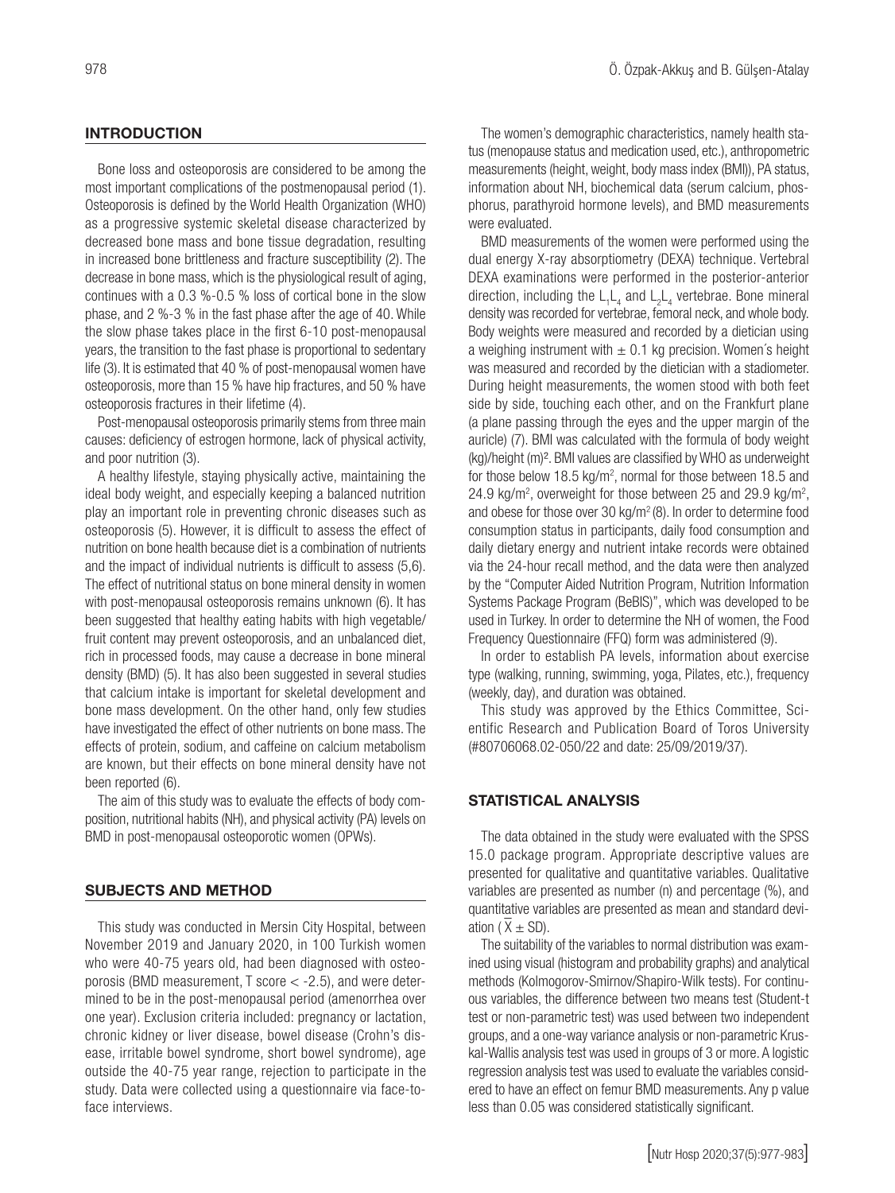## INTRODUCTION

Bone loss and osteoporosis are considered to be among the most important complications of the postmenopausal period (1). Osteoporosis is defined by the World Health Organization (WHO) as a progressive systemic skeletal disease characterized by decreased bone mass and bone tissue degradation, resulting in increased bone brittleness and fracture susceptibility (2). The decrease in bone mass, which is the physiological result of aging, continues with a 0.3 %-0.5 % loss of cortical bone in the slow phase, and 2 %-3 % in the fast phase after the age of 40. While the slow phase takes place in the first 6-10 post-menopausal years, the transition to the fast phase is proportional to sedentary life (3). It is estimated that 40 % of post-menopausal women have osteoporosis, more than 15 % have hip fractures, and 50 % have osteoporosis fractures in their lifetime (4).

Post-menopausal osteoporosis primarily stems from three main causes: deficiency of estrogen hormone, lack of physical activity, and poor nutrition (3).

A healthy lifestyle, staying physically active, maintaining the ideal body weight, and especially keeping a balanced nutrition play an important role in preventing chronic diseases such as osteoporosis (5). However, it is difficult to assess the effect of nutrition on bone health because diet is a combination of nutrients and the impact of individual nutrients is difficult to assess (5,6). The effect of nutritional status on bone mineral density in women with post-menopausal osteoporosis remains unknown (6). It has been suggested that healthy eating habits with high vegetable/fruit content may prevent osteoporosis, and an unbalanced diet, rich in processed foods, may cause a decrease in bone mineral density (BMD) (5). It has also been suggested in several studies that calcium intake is important for skeletal development and bone mass development. On the other hand, only few studies have investigated the effect of other nutrients on bone mass. The effects of protein, sodium, and caffeine on calcium metabolism are known, but their effects on bone mineral density have not been reported (6).

The aim of this study was to evaluate the effects of body composition, nutritional habits (NH), and physical activity (PA) levels on BMD in post-menopausal osteoporotic women (OPWs).

## SUBJECTS AND METHOD

This study was conducted in Mersin City Hospital, between November 2019 and January 2020, in 100 Turkish women who were 40-75 years old, had been diagnosed with osteoporosis (BMD measurement, T score < -2.5), and were determined to be in the post-menopausal period (amenorrhea over one year). Exclusion criteria included: pregnancy or lactation, chronic kidney or liver disease, bowel disease (Crohn's disease, irritable bowel syndrome, short bowel syndrome), age outside the 40-75 year range, rejection to participate in the study. Data were collected using a questionnaire via face-to-face interviews.

The women's demographic characteristics, namely health status (menopause status and medication used, etc.), anthropometric measurements (height, weight, body mass index (BMI)), PA status, information about NH, biochemical data (serum calcium, phosphorus, parathyroid hormone levels), and BMD measurements were evaluated.

BMD measurements of the women were performed using the dual energy X-ray absorptiometry (DEXA) technique. Vertebral DEXA examinations were performed in the posterior-anterior direction, including the $L_1L_4$ and $L_2L_4$ vertebrae. Bone mineral density was recorded for vertebrae, femoral neck, and whole body. Body weights were measured and recorded by a dietician using a weighing instrument with ± 0.1 kg precision. Women's height was measured and recorded by the dietician with a stadiometer. During height measurements, the women stood with both feet side by side, touching each other, and on the Frankfurt plane (a plane passing through the eyes and the upper margin of the auricle) (7). BMI was calculated with the formula of body weight (kg)/height (m)². BMI values are classified by WHO as underweight for those below 18.5 kg/m², normal for those between 18.5 and 24.9 kg/m², overweight for those between 25 and 29.9 kg/m², and obese for those over 30 kg/m² (8). In order to determine food consumption status in participants, daily food consumption and daily dietary energy and nutrient intake records were obtained via the 24-hour recall method, and the data were then analyzed by the "Computer Aided Nutrition Program, Nutrition Information Systems Package Program (BeBIS)", which was developed to be used in Turkey. In order to determine the NH of women, the Food Frequency Questionnaire (FFQ) form was administered (9).

In order to establish PA levels, information about exercise type (walking, running, swimming, yoga, Pilates, etc.), frequency (weekly, day), and duration was obtained.

This study was approved by the Ethics Committee, Scientific Research and Publication Board of Toros University (#80706068.02-050/22 and date: 25/09/2019/37).

## STATISTICAL ANALYSIS

The data obtained in the study were evaluated with the SPSS 15.0 package program. Appropriate descriptive values are presented for qualitative and quantitative variables. Qualitative variables are presented as number (n) and percentage (%), and quantitative variables are presented as mean and standard deviation ($\bar{X} \pm SD$).

The suitability of the variables to normal distribution was examined using visual (histogram and probability graphs) and analytical methods (Kolmogorov-Smirnov/Shapiro-Wilk tests). For continuous variables, the difference between two means test (Student-t test or non-parametric test) was used between two independent groups, and a one-way variance analysis or non-parametric Kruskal-Wallis analysis test was used in groups of 3 or more. A logistic regression analysis test was used to evaluate the variables considered to have an effect on femur BMD measurements. Any p value less than 0.05 was considered statistically significant.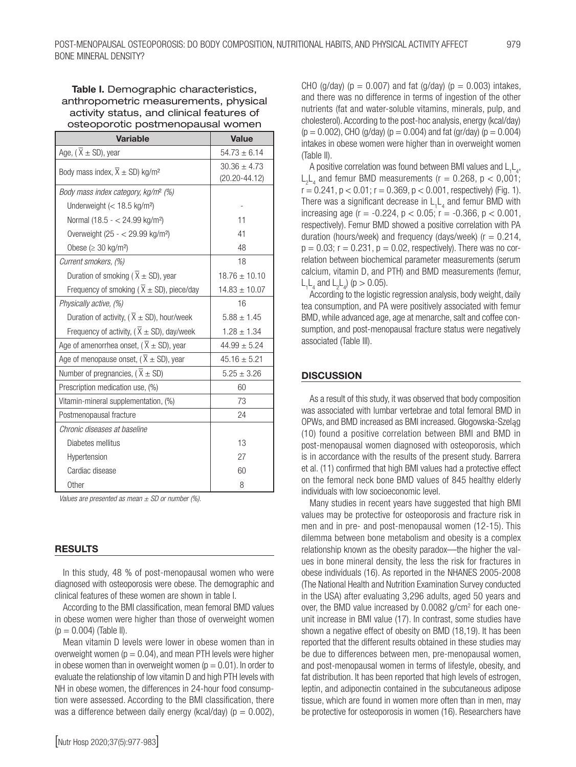**Table I.** Demographic characteristics, anthropometric measurements, physical activity status, and clinical features of osteoporotic postmenopausal women

| Variable | Value |
|---|---|
| Age, ($\overline{X} \pm SD$), year | 54.73 ± 6.14 |
| Body mass index, $\overline{X} \pm SD$) kg/m² | 30.36 ± 4.73 (20.20-44.12) |
| *Body mass index category, kg/m² (%)* | |
| Underweight (< 18.5 kg/m²) | - |
| Normal (18.5 - < 24.99 kg/m²) | 11 |
| Overweight (25 - < 29.99 kg/m²) | 41 |
| Obese (≥ 30 kg/m²) | 48 |
| *Current smokers, (%)* | 18 |
| Duration of smoking ($\overline{X} \pm SD$), year | 18.76 ± 10.10 |
| Frequency of smoking ($\overline{X} \pm SD$), piece/day | 14.83 ± 10.07 |
| *Physically active, (%)* | 16 |
| Duration of activity, ($\overline{X} \pm SD$), hour/week | 5.88 ± 1.45 |
| Frequency of activity, ($\overline{X} \pm SD$), day/week | 1.28 ± 1.34 |
| Age of amenorrhea onset, ($\overline{X} \pm SD$), year | 44.99 ± 5.24 |
| Age of menopause onset, ($\overline{X} \pm SD$), year | 45.16 ± 5.21 |
| Number of pregnancies, ($\overline{X} \pm SD$) | 5.25 ± 3.26 |
| Prescription medication use, (%) | 60 |
| Vitamin-mineral supplementation, (%) | 73 |
| Postmenopausal fracture | 24 |
| *Chronic diseases at baseline* | |
| Diabetes mellitus | 13 |
| Hypertension | 27 |
| Cardiac disease | 60 |
| Other | 8 |

*Values are presented as mean ± SD or number (%).*

## RESULTS

In this study, 48 % of post-menopausal women who were diagnosed with osteoporosis were obese. The demographic and clinical features of these women are shown in table I.

According to the BMI classification, mean femoral BMD values in obese women were higher than those of overweight women ($p = 0.004$) (Table II).

Mean vitamin D levels were lower in obese women than in overweight women ($p = 0.04$), and mean PTH levels were higher in obese women than in overweight women ($p = 0.01$). In order to evaluate the relationship of low vitamin D and high PTH levels with NH in obese women, the differences in 24-hour food consumption were assessed. According to the BMI classification, there was a difference between daily energy (kcal/day) ($p = 0.002$), CHO (g/day) ($p = 0.007$) and fat (g/day) ($p = 0.003$) intakes, and there was no difference in terms of ingestion of the other nutrients (fat and water-soluble vitamins, minerals, pulp, and cholesterol). According to the post-hoc analysis, energy (kcal/day) ($p = 0.002$), CHO (g/day) ($p = 0.004$) and fat (gr/day) ($p = 0.004$) intakes in obese women were higher than in overweight women (Table II).

A positive correlation was found between BMI values and $L_1L_4$, $L_2L_4$ and femur BMD measurements ($r = 0.268$, $p < 0,001$; $r = 0.241$, $p < 0.01$; $r = 0.369$, $p < 0.001$, respectively) (Fig. 1). There was a significant decrease in $L_1L_4$ and femur BMD with increasing age ($r = -0.224$, $p < 0.05$; $r = -0.366$, $p < 0.001$, respectively). Femur BMD showed a positive correlation with PA duration (hours/week) and frequency (days/week) ($r = 0.214$, $p = 0.03$; $r = 0.231$, $p = 0.02$, respectively). There was no correlation between biochemical parameter measurements (serum calcium, vitamin D, and PTH) and BMD measurements (femur, $L_1L_4$ and $L_2L_4$) ($p > 0.05$).

According to the logistic regression analysis, body weight, daily tea consumption, and PA were positively associated with femur BMD, while advanced age, age at menarche, salt and coffee consumption, and post-menopausal fracture status were negatively associated (Table III).

## DISCUSSION

As a result of this study, it was observed that body composition was associated with lumbar vertebrae and total femoral BMD in OPWs, and BMD increased as BMI increased. Głogowska-Szeląg (10) found a positive correlation between BMI and BMD in post-menopausal women diagnosed with osteoporosis, which is in accordance with the results of the present study. Barrera et al. (11) confirmed that high BMI values had a protective effect on the femoral neck bone BMD values of 845 healthy elderly individuals with low socioeconomic level.

Many studies in recent years have suggested that high BMI values may be protective for osteoporosis and fracture risk in men and in pre- and post-menopausal women (12-15). This dilemma between bone metabolism and obesity is a complex relationship known as the obesity paradox—the higher the values in bone mineral density, the less the risk for fractures in obese individuals (16). As reported in the NHANES 2005-2008 (The National Health and Nutrition Examination Survey conducted in the USA) after evaluating 3,296 adults, aged 50 years and over, the BMD value increased by 0.0082 g/cm² for each one-unit increase in BMI value (17). In contrast, some studies have shown a negative effect of obesity on BMD (18,19). It has been reported that the different results obtained in these studies may be due to differences between men, pre-menopausal women, and post-menopausal women in terms of lifestyle, obesity, and fat distribution. It has been reported that high levels of estrogen, leptin, and adiponectin contained in the subcutaneous adipose tissue, which are found in women more often than in men, may be protective for osteoporosis in women (16). Researchers have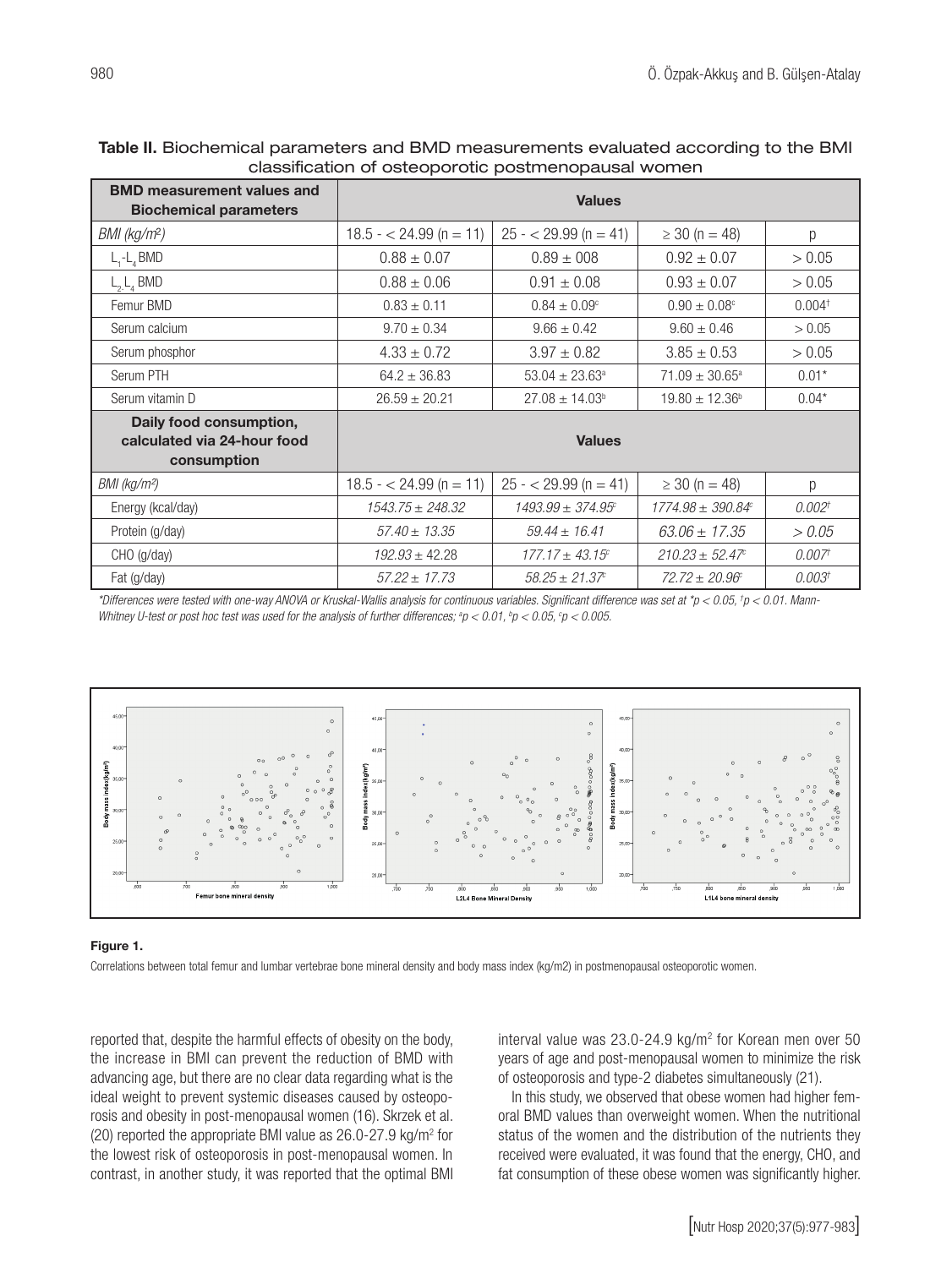**Table II.** Biochemical parameters and BMD measurements evaluated according to the BMI classification of osteoporotic postmenopausal women

| BMD measurement values and Biochemical parameters | Values | | | |
|---|---|---|---|---|
| *BMI (kg/m²)* | 18.5 - < 24.99 (n = 11) | 25 - < 29.99 (n = 41) | ≥ 30 (n = 48) | p |
| $L_1$-$L_4$ BMD | 0.88 ± 0.07 | 0.89 ± 008 | 0.92 ± 0.07 | > 0.05 |
| $L_2$-$L_4$ BMD | 0.88 ± 0.06 | 0.91 ± 0.08 | 0.93 ± 0.07 | > 0.05 |
| Femur BMD | 0.83 ± 0.11 | 0.84 ± 0.09[c] | 0.90 ± 0.08[c] | 0.004[†] |
| Serum calcium | 9.70 ± 0.34 | 9.66 ± 0.42 | 9.60 ± 0.46 | > 0.05 |
| Serum phosphor | 4.33 ± 0.72 | 3.97 ± 0.82 | 3.85 ± 0.53 | > 0.05 |
| Serum PTH | 64.2 ± 36.83 | 53.04 ± 23.63[a] | 71.09 ± 30.65[a] | 0.01* |
| Serum vitamin D | 26.59 ± 20.21 | 27.08 ± 14.03[b] | 19.80 ± 12.36[b] | 0.04* |
| **Daily food consumption, calculated via 24-hour food consumption** | **Values** | | | |
| *BMI (kg/m²)* | 18.5 - < 24.99 (n = 11) | 25 - < 29.99 (n = 41) | ≥ 30 (n = 48) | p |
| Energy (kcal/day) | *1543.75 ± 248.32* | *1493.99 ± 374.95[c]* | *1774.98 ± 390.84[c]* | *0.002[†]* |
| Protein (g/day) | *57.40 ± 13.35* | *59.44 ± 16.41* | *63.06 ± 17.35* | *> 0.05* |
| CHO (g/day) | *192.93 ± 42.28* | *177.17 ± 43.15[c]* | *210.23 ± 52.47[c]* | *0.007[†]* |
| Fat (g/day) | *57.22 ± 17.73* | *58.25 ± 21.37[c]* | *72.72 ± 20.96[c]* | *0.003[†]* |

*\*Differences were tested with one-way ANOVA or Kruskal-Wallis analysis for continuous variables. Significant difference was set at \*p < 0.05, †p < 0.01. Mann-Whitney U-test or post hoc test was used for the analysis of further differences; [a]p < 0.01, [b]p < 0.05, [c]p < 0.005.*

**Figure 1.**

Correlations between total femur and lumbar vertebrae bone mineral density and body mass index (kg/m2) in postmenopausal osteoporotic women.

reported that, despite the harmful effects of obesity on the body, the increase in BMI can prevent the reduction of BMD with advancing age, but there are no clear data regarding what is the ideal weight to prevent systemic diseases caused by osteoporosis and obesity in post-menopausal women (16). Skrzek et al. (20) reported the appropriate BMI value as 26.0-27.9 kg/m² for the lowest risk of osteoporosis in post-menopausal women. In contrast, in another study, it was reported that the optimal BMI interval value was 23.0-24.9 kg/m² for Korean men over 50 years of age and post-menopausal women to minimize the risk of osteoporosis and type-2 diabetes simultaneously (21).

In this study, we observed that obese women had higher femoral BMD values than overweight women. When the nutritional status of the women and the distribution of the nutrients they received were evaluated, it was found that the energy, CHO, and fat consumption of these obese women was significantly higher.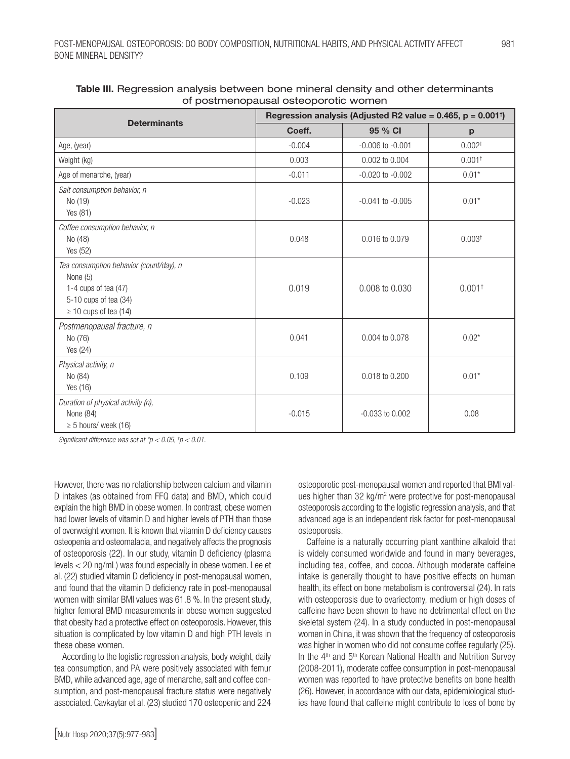**Table III.** Regression analysis between bone mineral density and other determinants of postmenopausal osteoporotic women

| Determinants | Regression analysis (Adjusted R2 value = 0.465, p = 0.001†) | | |
|---|---|---|---|
| | Coeff. | 95 % CI | p |
| Age, (year) | -0.004 | -0.006 to -0.001 | 0.002† |
| Weight (kg) | 0.003 | 0.002 to 0.004 | 0.001† |
| Age of menarche, (year) | -0.011 | -0.020 to -0.002 | 0.01* |
| *Salt consumption behavior, n*<br>No (19)<br>Yes (81) | -0.023 | -0.041 to -0.005 | 0.01* |
| *Coffee consumption behavior, n*<br>No (48)<br>Yes (52) | 0.048 | 0.016 to 0.079 | 0.003† |
| *Tea consumption behavior (count/day), n*<br>None (5)<br>1-4 cups of tea (47)<br>5-10 cups of tea (34)<br>≥ 10 cups of tea (14) | 0.019 | 0.008 to 0.030 | 0.001† |
| *Postmenopausal fracture, n*<br>No (76)<br>Yes (24) | 0.041 | 0.004 to 0.078 | 0.02* |
| *Physical activity, n*<br>No (84)<br>Yes (16) | 0.109 | 0.018 to 0.200 | 0.01* |
| *Duration of physical activity (n),*<br>None (84)<br>≥ 5 hours/ week (16) | -0.015 | -0.033 to 0.002 | 0.08 |

*Significant difference was set at \*p < 0.05, †p < 0.01.*

However, there was no relationship between calcium and vitamin D intakes (as obtained from FFQ data) and BMD, which could explain the high BMD in obese women. In contrast, obese women had lower levels of vitamin D and higher levels of PTH than those of overweight women. It is known that vitamin D deficiency causes osteopenia and osteomalacia, and negatively affects the prognosis of osteoporosis (22). In our study, vitamin D deficiency (plasma levels < 20 ng/mL) was found especially in obese women. Lee et al. (22) studied vitamin D deficiency in post-menopausal women, and found that the vitamin D deficiency rate in post-menopausal women with similar BMI values was 61.8 %. In the present study, higher femoral BMD measurements in obese women suggested that obesity had a protective effect on osteoporosis. However, this situation is complicated by low vitamin D and high PTH levels in these obese women.

According to the logistic regression analysis, body weight, daily tea consumption, and PA were positively associated with femur BMD, while advanced age, age of menarche, salt and coffee consumption, and post-menopausal fracture status were negatively associated. Cavkaytar et al. (23) studied 170 osteopenic and 224 osteoporotic post-menopausal women and reported that BMI values higher than 32 kg/m$^2$ were protective for post-menopausal osteoporosis according to the logistic regression analysis, and that advanced age is an independent risk factor for post-menopausal osteoporosis.

Caffeine is a naturally occurring plant xanthine alkaloid that is widely consumed worldwide and found in many beverages, including tea, coffee, and cocoa. Although moderate caffeine intake is generally thought to have positive effects on human health, its effect on bone metabolism is controversial (24). In rats with osteoporosis due to ovariectomy, medium or high doses of caffeine have been shown to have no detrimental effect on the skeletal system (24). In a study conducted in post-menopausal women in China, it was shown that the frequency of osteoporosis was higher in women who did not consume coffee regularly (25). In the 4th and 5th Korean National Health and Nutrition Survey (2008-2011), moderate coffee consumption in post-menopausal women was reported to have protective benefits on bone health (26). However, in accordance with our data, epidemiological studies have found that caffeine might contribute to loss of bone by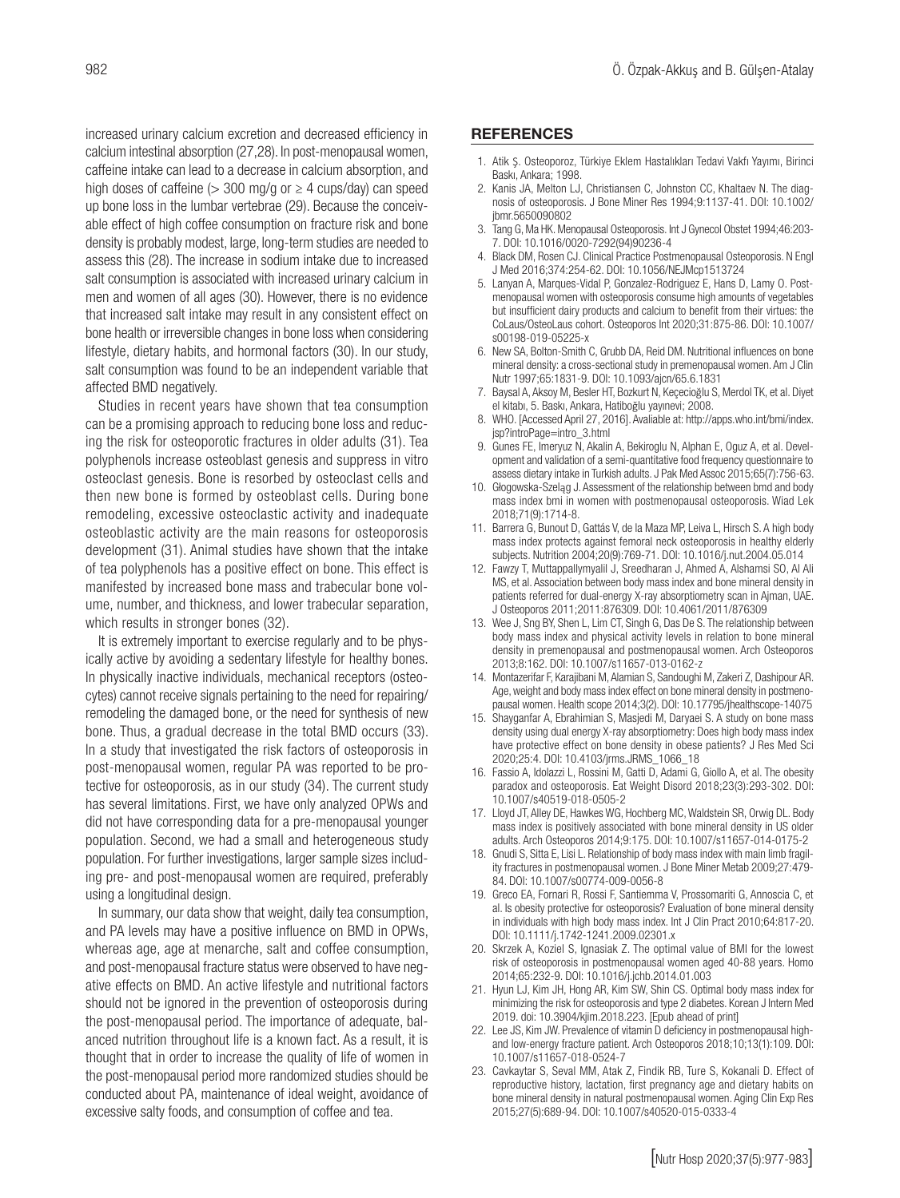increased urinary calcium excretion and decreased efficiency in calcium intestinal absorption (27,28). In post-menopausal women, caffeine intake can lead to a decrease in calcium absorption, and high doses of caffeine (> 300 mg/g or ≥ 4 cups/day) can speed up bone loss in the lumbar vertebrae (29). Because the conceivable effect of high coffee consumption on fracture risk and bone density is probably modest, large, long-term studies are needed to assess this (28). The increase in sodium intake due to increased salt consumption is associated with increased urinary calcium in men and women of all ages (30). However, there is no evidence that increased salt intake may result in any consistent effect on bone health or irreversible changes in bone loss when considering lifestyle, dietary habits, and hormonal factors (30). In our study, salt consumption was found to be an independent variable that affected BMD negatively.

Studies in recent years have shown that tea consumption can be a promising approach to reducing bone loss and reducing the risk for osteoporotic fractures in older adults (31). Tea polyphenols increase osteoblast genesis and suppress in vitro osteoclast genesis. Bone is resorbed by osteoclast cells and then new bone is formed by osteoblast cells. During bone remodeling, excessive osteoclastic activity and inadequate osteoblastic activity are the main reasons for osteoporosis development (31). Animal studies have shown that the intake of tea polyphenols has a positive effect on bone. This effect is manifested by increased bone mass and trabecular bone volume, number, and thickness, and lower trabecular separation, which results in stronger bones (32).

It is extremely important to exercise regularly and to be physically active by avoiding a sedentary lifestyle for healthy bones. In physically inactive individuals, mechanical receptors (osteocytes) cannot receive signals pertaining to the need for repairing/remodeling the damaged bone, or the need for synthesis of new bone. Thus, a gradual decrease in the total BMD occurs (33). In a study that investigated the risk factors of osteoporosis in post-menopausal women, regular PA was reported to be protective for osteoporosis, as in our study (34). The current study has several limitations. First, we have only analyzed OPWs and did not have corresponding data for a pre-menopausal younger population. Second, we had a small and heterogeneous study population. For further investigations, larger sample sizes including pre- and post-menopausal women are required, preferably using a longitudinal design.

In summary, our data show that weight, daily tea consumption, and PA levels may have a positive influence on BMD in OPWs, whereas age, age at menarche, salt and coffee consumption, and post-menopausal fracture status were observed to have negative effects on BMD. An active lifestyle and nutritional factors should not be ignored in the prevention of osteoporosis during the post-menopausal period. The importance of adequate, balanced nutrition throughout life is a known fact. As a result, it is thought that in order to increase the quality of life of women in the post-menopausal period more randomized studies should be conducted about PA, maintenance of ideal weight, avoidance of excessive salty foods, and consumption of coffee and tea.

## REFERENCES

1. Atik Ş. Osteoporoz, Türkiye Eklem Hastalıkları Tedavi Vakfı Yayımı, Birinci Baskı, Ankara; 1998.
2. Kanis JA, Melton LJ, Christiansen C, Johnston CC, Khaltaev N. The diagnosis of osteoporosis. J Bone Miner Res 1994;9:1137-41. DOI: 10.1002/jbmr.5650090802
3. Tang G, Ma HK. Menopausal Osteoporosis. Int J Gynecol Obstet 1994;46:203-7. DOI: 10.1016/0020-7292(94)90236-4
4. Black DM, Rosen CJ. Clinical Practice Postmenopausal Osteoporosis. N Engl J Med 2016;374:254-62. DOI: 10.1056/NEJMcp1513724
5. Lanyan A, Marques-Vidal P, Gonzalez-Rodriguez E, Hans D, Lamy O. Postmenopausal women with osteoporosis consume high amounts of vegetables but insufficient dairy products and calcium to benefit from their virtues: the CoLaus/OsteoLaus cohort. Osteoporos Int 2020;31:875-86. DOI: 10.1007/s00198-019-05225-x
6. New SA, Bolton-Smith C, Grubb DA, Reid DM. Nutritional influences on bone mineral density: a cross-sectional study in premenopausal women. Am J Clin Nutr 1997;65:1831-9. DOI: 10.1093/ajcn/65.6.1831
7. Baysal A, Aksoy M, Besler HT, Bozkurt N, Keçecioğlu S, Merdol TK, et al. Diyet el kitabı, 5. Baskı, Ankara, Hatiboğlu yayınevi; 2008.
8. WHO. [Accessed April 27, 2016]. Avaliable at: http://apps.who.int/bmi/index.jsp?introPage=intro_3.html
9. Gunes FE, Imeryuz N, Akalin A, Bekiroglu N, Alphan E, Oguz A, et al. Development and validation of a semi-quantitative food frequency questionnaire to assess dietary intake in Turkish adults. J Pak Med Assoc 2015;65(7):756-63.
10. Głogowska-Szeląg J. Assessment of the relationship between bmd and body mass index bmi in women with postmenopausal osteoporosis. Wiad Lek 2018;71(9):1714-8.
11. Barrera G, Bunout D, Gattás V, de la Maza MP, Leiva L, Hirsch S. A high body mass index protects against femoral neck osteoporosis in healthy elderly subjects. Nutrition 2004;20(9):769-71. DOI: 10.1016/j.nut.2004.05.014
12. Fawzy T, Muttappallymyalil J, Sreedharan J, Ahmed A, Alshamsi SO, Al Ali MS, et al. Association between body mass index and bone mineral density in patients referred for dual-energy X-ray absorptiometry scan in Ajman, UAE. J Osteoporos 2011;2011:876309. DOI: 10.4061/2011/876309
13. Wee J, Sng BY, Shen L, Lim CT, Singh G, Das De S. The relationship between body mass index and physical activity levels in relation to bone mineral density in premenopausal and postmenopausal women. Arch Osteoporos 2013;8:162. DOI: 10.1007/s11657-013-0162-z
14. Montazerifar F, Karajibani M, Alamian S, Sandoughi M, Zakeri Z, Dashipour AR. Age, weight and body mass index effect on bone mineral density in postmenopausal women. Health scope 2014;3(2). DOI: 10.17795/jhealthscope-14075
15. Shayganfar A, Ebrahimian S, Masjedi M, Daryaei S. A study on bone mass density using dual energy X-ray absorptiometry: Does high body mass index have protective effect on bone density in obese patients? J Res Med Sci 2020;25:4. DOI: 10.4103/jrms.JRMS_1066_18
16. Fassio A, Idolazzi L, Rossini M, Gatti D, Adami G, Giollo A, et al. The obesity paradox and osteoporosis. Eat Weight Disord 2018;23(3):293-302. DOI: 10.1007/s40519-018-0505-2
17. Lloyd JT, Alley DE, Hawkes WG, Hochberg MC, Waldstein SR, Orwig DL. Body mass index is positively associated with bone mineral density in US older adults. Arch Osteoporos 2014;9:175. DOI: 10.1007/s11657-014-0175-2
18. Gnudi S, Sitta E, Lisi L. Relationship of body mass index with main limb fragility fractures in postmenopausal women. J Bone Miner Metab 2009;27:479-84. DOI: 10.1007/s00774-009-0056-8
19. Greco EA, Fornari R, Rossi F, Santiemma V, Prossomariti G, Annoscia C, et al. Is obesity protective for osteoporosis? Evaluation of bone mineral density in individuals with high body mass index. Int J Clin Pract 2010;64:817-20. DOI: 10.1111/j.1742-1241.2009.02301.x
20. Skrzek A, Koziel S, Ignasiak Z. The optimal value of BMI for the lowest risk of osteoporosis in postmenopausal women aged 40-88 years. Homo 2014;65:232-9. DOI: 10.1016/j.jchb.2014.01.003
21. Hyun LJ, Kim JH, Hong AR, Kim SW, Shin CS. Optimal body mass index for minimizing the risk for osteoporosis and type 2 diabetes. Korean J Intern Med 2019. doi: 10.3904/kjim.2018.223. [Epub ahead of print]
22. Lee JS, Kim JW. Prevalence of vitamin D deficiency in postmenopausal high- and low-energy fracture patient. Arch Osteoporos 2018;10;13(1):109. DOI: 10.1007/s11657-018-0524-7
23. Cavkaytar S, Seval MM, Atak Z, Findik RB, Ture S, Kokanali D. Effect of reproductive history, lactation, first pregnancy age and dietary habits on bone mineral density in natural postmenopausal women. Aging Clin Exp Res 2015;27(5):689-94. DOI: 10.1007/s40520-015-0333-4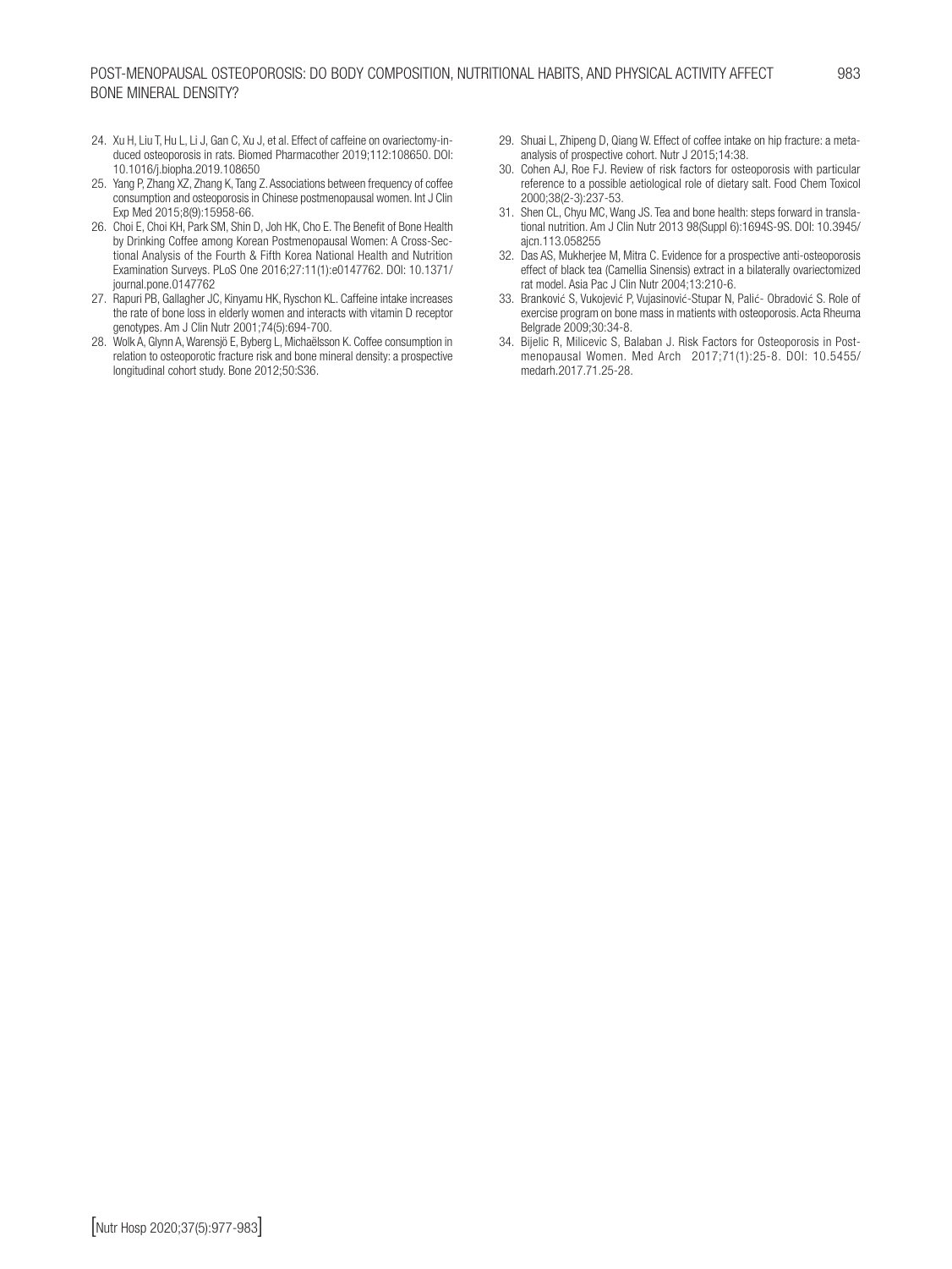24. Xu H, Liu T, Hu L, Li J, Gan C, Xu J, et al. Effect of caffeine on ovariectomy-induced osteoporosis in rats. Biomed Pharmacother 2019;112:108650. DOI: 10.1016/j.biopha.2019.108650
25. Yang P, Zhang XZ, Zhang K, Tang Z. Associations between frequency of coffee consumption and osteoporosis in Chinese postmenopausal women. Int J Clin Exp Med 2015;8(9):15958-66.
26. Choi E, Choi KH, Park SM, Shin D, Joh HK, Cho E. The Benefit of Bone Health by Drinking Coffee among Korean Postmenopausal Women: A Cross-Sectional Analysis of the Fourth & Fifth Korea National Health and Nutrition Examination Surveys. PLoS One 2016;27:11(1):e0147762. DOI: 10.1371/journal.pone.0147762
27. Rapuri PB, Gallagher JC, Kinyamu HK, Ryschon KL. Caffeine intake increases the rate of bone loss in elderly women and interacts with vitamin D receptor genotypes. Am J Clin Nutr 2001;74(5):694-700.
28. Wolk A, Glynn A, Warensjö E, Byberg L, Michaëlsson K. Coffee consumption in relation to osteoporotic fracture risk and bone mineral density: a prospective longitudinal cohort study. Bone 2012;50:S36.
29. Shuai L, Zhipeng D, Qiang W. Effect of coffee intake on hip fracture: a meta-analysis of prospective cohort. Nutr J 2015;14:38.
30. Cohen AJ, Roe FJ. Review of risk factors for osteoporosis with particular reference to a possible aetiological role of dietary salt. Food Chem Toxicol 2000;38(2-3):237-53.
31. Shen CL, Chyu MC, Wang JS. Tea and bone health: steps forward in translational nutrition. Am J Clin Nutr 2013 98(Suppl 6):1694S-9S. DOI: 10.3945/ajcn.113.058255
32. Das AS, Mukherjee M, Mitra C. Evidence for a prospective anti-osteoporosis effect of black tea (Camellia Sinensis) extract in a bilaterally ovariectomized rat model. Asia Pac J Clin Nutr 2004;13:210-6.
33. Branković S, Vukojević P, Vujasinović-Stupar N, Palić- Obradović S. Role of exercise program on bone mass in matients with osteoporosis. Acta Rheuma Belgrade 2009;30:34-8.
34. Bijelic R, Milicevic S, Balaban J. Risk Factors for Osteoporosis in Post-menopausal Women. Med Arch 2017;71(1):25-8. DOI: 10.5455/medarh.2017.71.25-28.